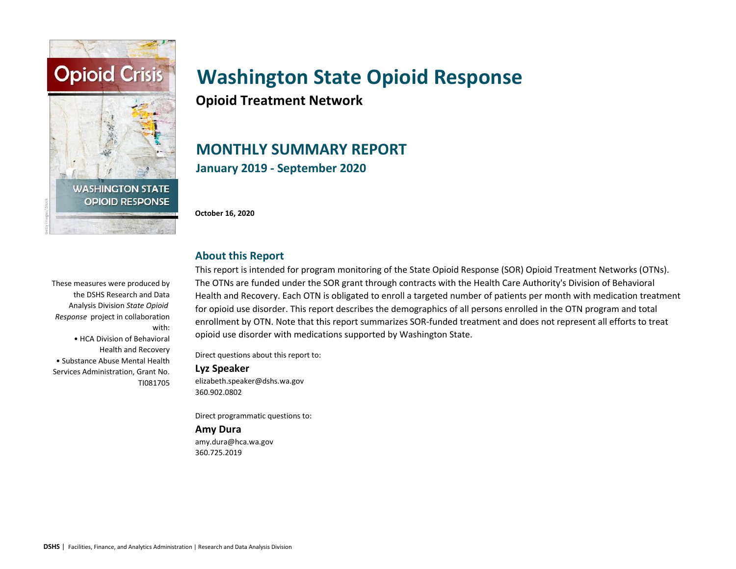# Washington State Opioid Response

**Opioid Treatment Network**

## MONTHLY SUMMARY REPORT

**January 2019 - September 2020**

**October 16, 2020**

These measures were produced by the DSHS Research and Data Analysis Division *State Opioid Response* project in collaboration with:

- HCA Division of Behavioral Health and Recovery
- Substance Abuse Mental Health Services Administration, Grant No. TI081705

### About this Report

This report is intended for program monitoring of the State Opioid Response (SOR) Opioid Treatment Networks (OTNs). The OTNs are funded under the SOR grant through contracts with the Health Care Authority's Division of Behavioral Health and Recovery. Each OTN is obligated to enroll a targeted number of patients per month with medication treatment for opioid use disorder. This report describes the demographics of all persons enrolled in the OTN program and total enrollment by OTN. Note that this report summarizes SOR-funded treatment and does not represent all efforts to treat opioid use disorder with medications supported by Washington State.

Direct questions about this report to:

**Lyz Speaker**
elizabeth.speaker@dshs.wa.gov
360.902.0802

Direct programmatic questions to:

**Amy Dura**
amy.dura@hca.wa.gov
360.725.2019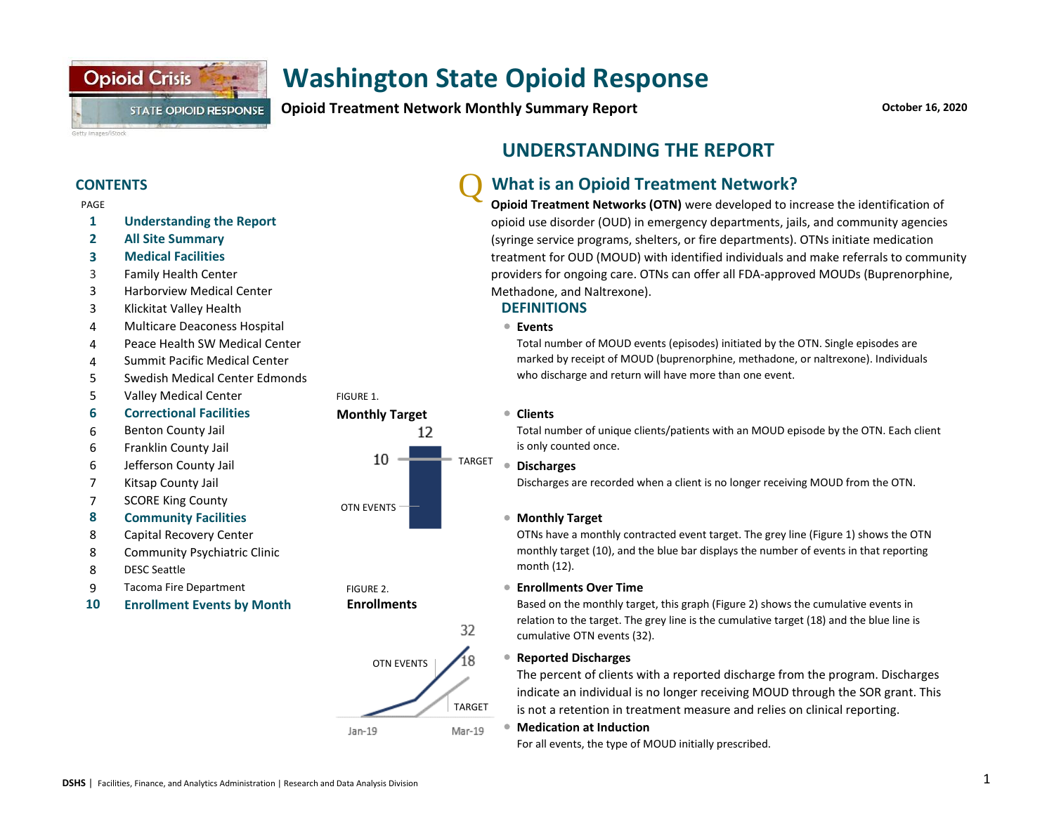# Washington State Opioid Response

**Opioid Treatment Network Monthly Summary Report**

October 16, 2020

## CONTENTS

| PAGE | |
|---|---|
| **1** | **Understanding the Report** |
| **2** | **All Site Summary** |
| **3** | **Medical Facilities** |
| 3 | Family Health Center |
| 3 | Harborview Medical Center |
| 3 | Klickitat Valley Health |
| 4 | Multicare Deaconess Hospital |
| 4 | Peace Health SW Medical Center |
| 4 | Summit Pacific Medical Center |
| 5 | Swedish Medical Center Edmonds |
| 5 | Valley Medical Center |
| **6** | **Correctional Facilities** |
| 6 | Benton County Jail |
| 6 | Franklin County Jail |
| 6 | Jefferson County Jail |
| 7 | Kitsap County Jail |
| 7 | SCORE King County |
| **8** | **Community Facilities** |
| 8 | Capital Recovery Center |
| 8 | Community Psychiatric Clinic |
| 8 | DESC Seattle |
| 9 | Tacoma Fire Department |
| **10** | **Enrollment Events by Month** |

FIGURE 1.

**Monthly Target**

12 — 10 — TARGET — OTN EVENTS

FIGURE 2.

**Enrollments**

32 — 18 — OTN EVENTS — TARGET — Jan-19 — Mar-19

## UNDERSTANDING THE REPORT

### What is an Opioid Treatment Network?

**Opioid Treatment Networks (OTN)** were developed to increase the identification of opioid use disorder (OUD) in emergency departments, jails, and community agencies (syringe service programs, shelters, or fire departments). OTNs initiate medication treatment for OUD (MOUD) with identified individuals and make referrals to community providers for ongoing care. OTNs can offer all FDA-approved MOUDs (Buprenorphine, Methadone, and Naltrexone).

### DEFINITIONS

- **Events**
  Total number of MOUD events (episodes) initiated by the OTN. Single episodes are marked by receipt of MOUD (buprenorphine, methadone, or naltrexone). Individuals who discharge and return will have more than one event.
- **Clients**
  Total number of unique clients/patients with an MOUD episode by the OTN. Each client is only counted once.
- **Discharges**
  Discharges are recorded when a client is no longer receiving MOUD from the OTN.
- **Monthly Target**
  OTNs have a monthly contracted event target. The grey line (Figure 1) shows the OTN monthly target (10), and the blue bar displays the number of events in that reporting month (12).
- **Enrollments Over Time**
  Based on the monthly target, this graph (Figure 2) shows the cumulative events in relation to the target. The grey line is the cumulative target (18) and the blue line is cumulative OTN events (32).
- **Reported Discharges**
  The percent of clients with a reported discharge from the program. Discharges indicate an individual is no longer receiving MOUD through the SOR grant. This is not a retention in treatment measure and relies on clinical reporting.
- **Medication at Induction**
  For all events, the type of MOUD initially prescribed.

DSHS | Facilities, Finance, and Analytics Administration | Research and Data Analysis Division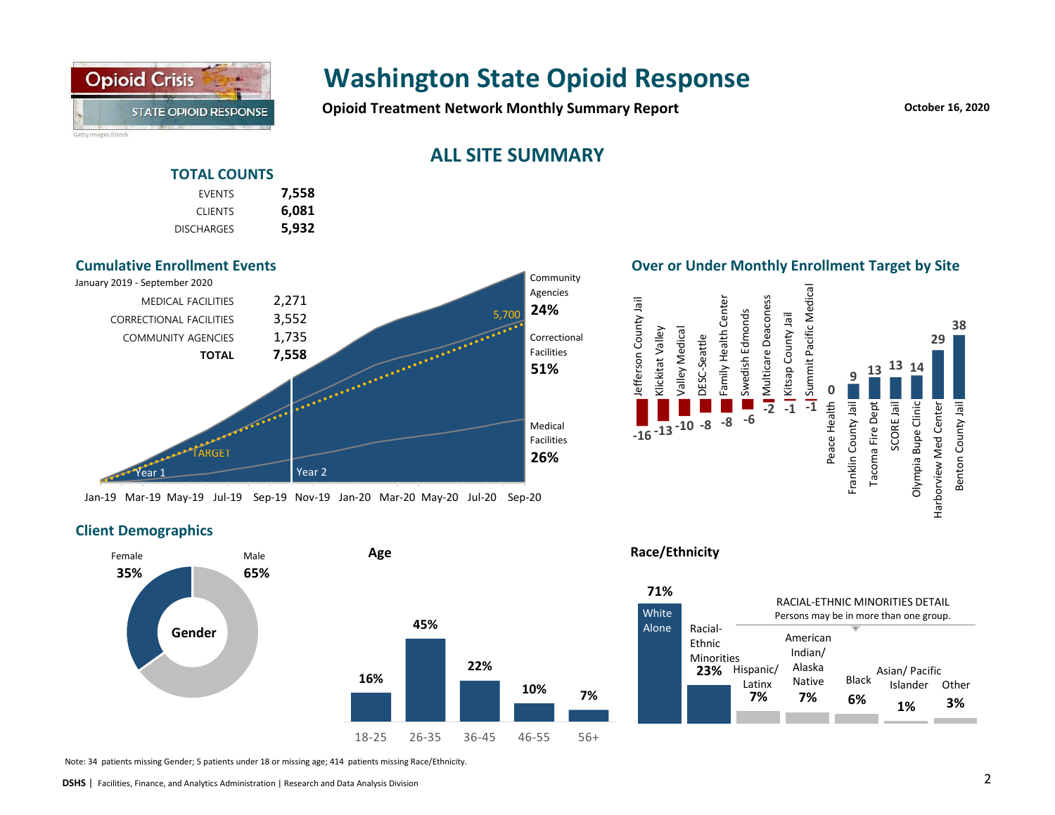# Washington State Opioid Response

**Opioid Treatment Network Monthly Summary Report**

**October 16, 2020**

## ALL SITE SUMMARY

### TOTAL COUNTS

| | |
|---|---|
| EVENTS | **7,558** |
| CLIENTS | **6,081** |
| DISCHARGES | **5,932** |

### Cumulative Enrollment Events

January 2019 - September 2020

| | |
|---|---|
| MEDICAL FACILITIES | 2,271 |
| CORRECTIONAL FACILITIES | 3,552 |
| COMMUNITY AGENCIES | 1,735 |
| **TOTAL** | **7,558** |

Community Agencies **24%**

Correctional Facilities **51%**

Medical Facilities **26%**

TARGET 5,700

Year 1 | Year 2

Jan-19, Mar-19, May-19, Jul-19, Sep-19, Nov-19, Jan-20, Mar-20, May-20, Jul-20, Sep-20

### Over or Under Monthly Enrollment Target by Site

| Site | Over/Under |
|---|---|
| Jefferson County Jail | -16 |
| Klickitat Valley | -13 |
| Valley Medical | -10 |
| DESC-Seattle | -8 |
| Family Health Center | -8 |
| Swedish Edmonds | -6 |
| Multicare Deaconess | -2 |
| Kitsap County Jail | -1 |
| Summit Pacific Medical | -1 |
| Peace Health | 0 |
| Franklin County Jail | 9 |
| Tacoma Fire Dept | 13 |
| SCORE Jail | 13 |
| Olympia Bupe Clinic | 14 |
| Harborview Med Center | 29 |
| Benton County Jail | 38 |

### Client Demographics

**Gender**

| Female | Male |
|---|---|
| **35%** | **65%** |

**Age**

| 18-25 | 26-35 | 36-45 | 46-55 | 56+ |
|---|---|---|---|---|
| 16% | 45% | 22% | 10% | 7% |

**Race/Ethnicity**

| White Alone | Racial-Ethnic Minorities |
|---|---|
| **71%** | **23%** |

RACIAL-ETHNIC MINORITIES DETAIL
Persons may be in more than one group.

| Hispanic/ Latinx | American Indian/ Alaska Native | Black | Asian/ Pacific Islander | Other |
|---|---|---|---|---|
| **7%** | **7%** | **6%** | **1%** | **3%** |

Note: 34 patients missing Gender; 5 patients under 18 or missing age; 414 patients missing Race/Ethnicity.

**DSHS** | Facilities, Finance, and Analytics Administration | Research and Data Analysis Division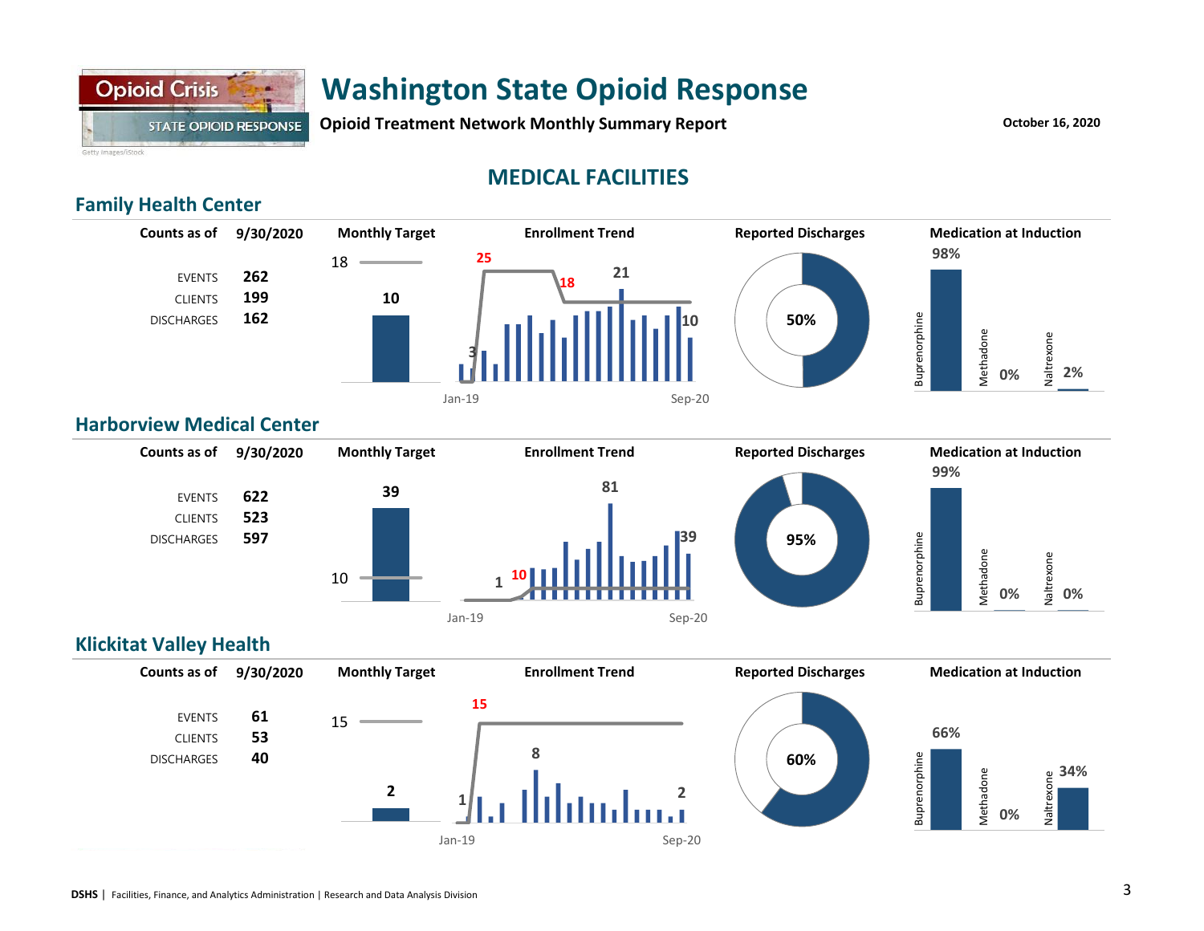# Washington State Opioid Response

**Opioid Treatment Network Monthly Summary Report**

October 16, 2020

## MEDICAL FACILITIES

### Family Health Center

| Counts as of | 9/30/2020 |
|---|---|
| EVENTS | 262 |
| CLIENTS | 199 |
| DISCHARGES | 162 |

**Monthly Target**: 18 — 10

**Enrollment Trend**: Jan-19 to Sep-20; 3, 25, 18, 21, 10

**Reported Discharges**: 50%

**Medication at Induction**

| Buprenorphine | Methadone | Naltrexone |
|---|---|---|
| 98% | 0% | 2% |

### Harborview Medical Center

| Counts as of | 9/30/2020 |
|---|---|
| EVENTS | 622 |
| CLIENTS | 523 |
| DISCHARGES | 597 |

**Monthly Target**: 10 — 39

**Enrollment Trend**: Jan-19 to Sep-20; 1, 10, 81, 39

**Reported Discharges**: 95%

**Medication at Induction**

| Buprenorphine | Methadone | Naltrexone |
|---|---|---|
| 99% | 0% | 0% |

### Klickitat Valley Health

| Counts as of | 9/30/2020 |
|---|---|
| EVENTS | 61 |
| CLIENTS | 53 |
| DISCHARGES | 40 |

**Monthly Target**: 15 — 2

**Enrollment Trend**: Jan-19 to Sep-20; 1, 15, 8, 2

**Reported Discharges**: 60%

**Medication at Induction**

| Buprenorphine | Methadone | Naltrexone |
|---|---|---|
| 66% | 0% | 34% |

**DSHS** | Facilities, Finance, and Analytics Administration | Research and Data Analysis Division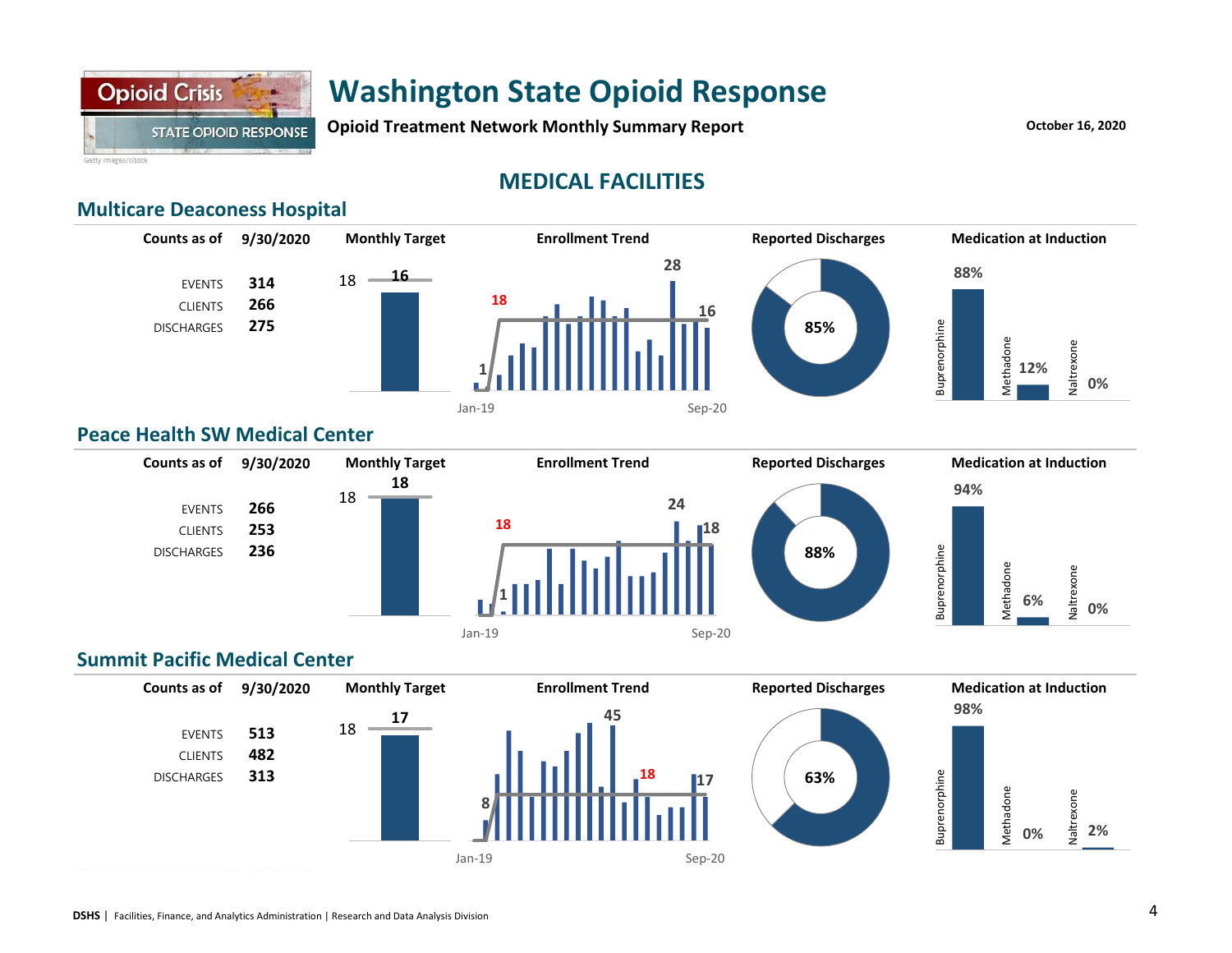# Washington State Opioid Response

**Opioid Treatment Network Monthly Summary Report**

October 16, 2020

## MEDICAL FACILITIES

### Multicare Deaconess Hospital

| Counts as of | 9/30/2020 |
|---|---|
| EVENTS | 314 |
| CLIENTS | 266 |
| DISCHARGES | 275 |

**Monthly Target:** 18 — 16

**Enrollment Trend:** Jan-19 to Sep-20; 1, 18, 28, 16

**Reported Discharges:** 85%

**Medication at Induction**

| Buprenorphine | Methadone | Naltrexone |
|---|---|---|
| 88% | 12% | 0% |

### Peace Health SW Medical Center

| Counts as of | 9/30/2020 |
|---|---|
| EVENTS | 266 |
| CLIENTS | 253 |
| DISCHARGES | 236 |

**Monthly Target:** 18 — 18

**Enrollment Trend:** Jan-19 to Sep-20; 1, 18, 24, 18

**Reported Discharges:** 88%

**Medication at Induction**

| Buprenorphine | Methadone | Naltrexone |
|---|---|---|
| 94% | 6% | 0% |

### Summit Pacific Medical Center

| Counts as of | 9/30/2020 |
|---|---|
| EVENTS | 513 |
| CLIENTS | 482 |
| DISCHARGES | 313 |

**Monthly Target:** 18 — 17

**Enrollment Trend:** Jan-19 to Sep-20; 8, 45, 18, 17

**Reported Discharges:** 63%

**Medication at Induction**

| Buprenorphine | Methadone | Naltrexone |
|---|---|---|
| 98% | 0% | 2% |

DSHS | Facilities, Finance, and Analytics Administration | Research and Data Analysis Division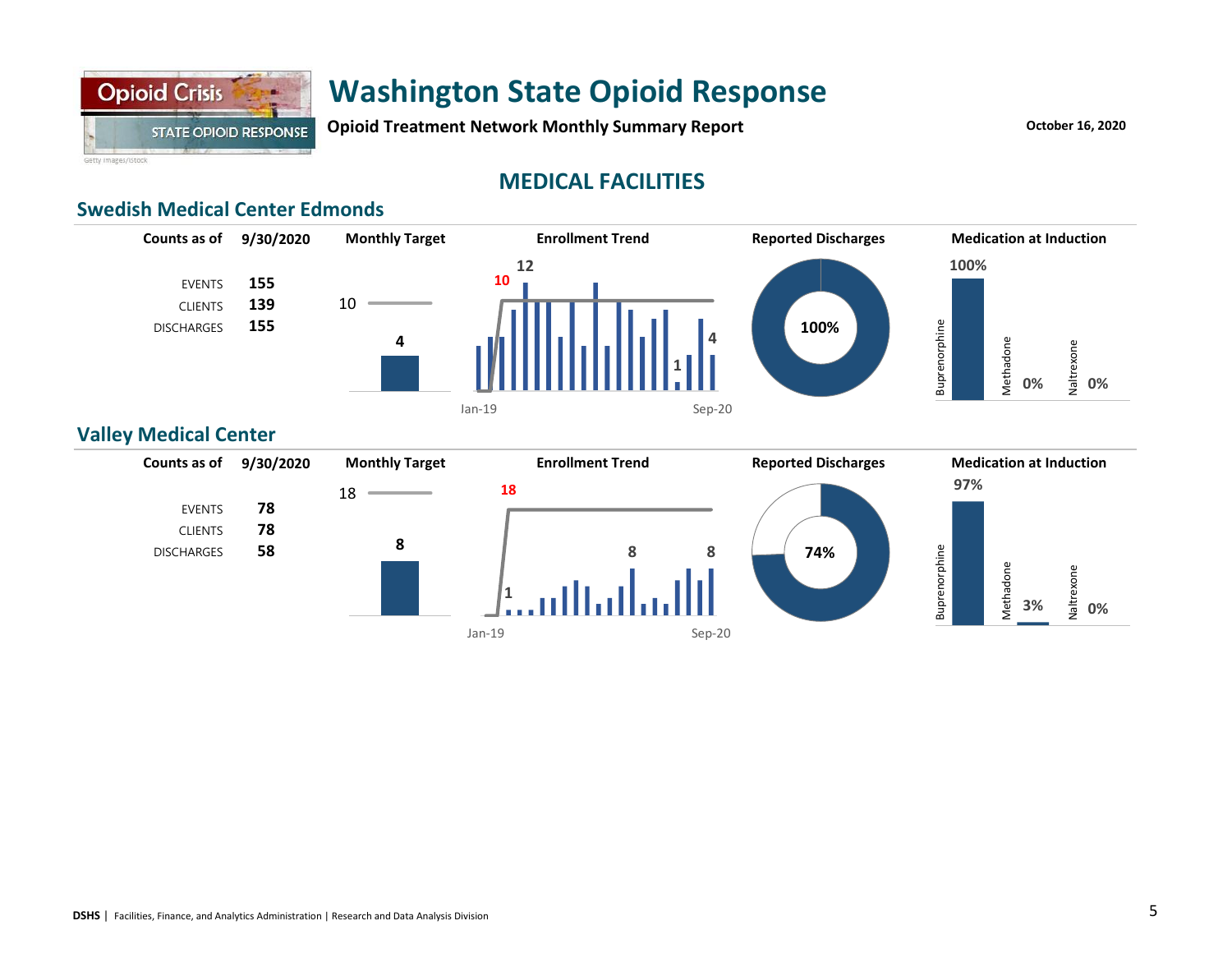# Washington State Opioid Response

**Opioid Treatment Network Monthly Summary Report**

**October 16, 2020**

## MEDICAL FACILITIES

### Swedish Medical Center Edmonds

| Counts as of | 9/30/2020 |
|---|---|
| EVENTS | 155 |
| CLIENTS | 139 |
| DISCHARGES | 155 |

**Monthly Target**: 10 (current: 4)

**Enrollment Trend** (Jan-19 to Sep-20): target 10; peak 12; latest values 1, 4

**Reported Discharges**: 100%

**Medication at Induction**

| Buprenorphine | Methadone | Naltrexone |
|---|---|---|
| 100% | 0% | 0% |

### Valley Medical Center

| Counts as of | 9/30/2020 |
|---|---|
| EVENTS | 78 |
| CLIENTS | 78 |
| DISCHARGES | 58 |

**Monthly Target**: 18 (current: 8)

**Enrollment Trend** (Jan-19 to Sep-20): target 18; labeled values 1, 8, 8

**Reported Discharges**: 74%

**Medication at Induction**

| Buprenorphine | Methadone | Naltrexone |
|---|---|---|
| 97% | 3% | 0% |

**DSHS** | Facilities, Finance, and Analytics Administration | Research and Data Analysis Division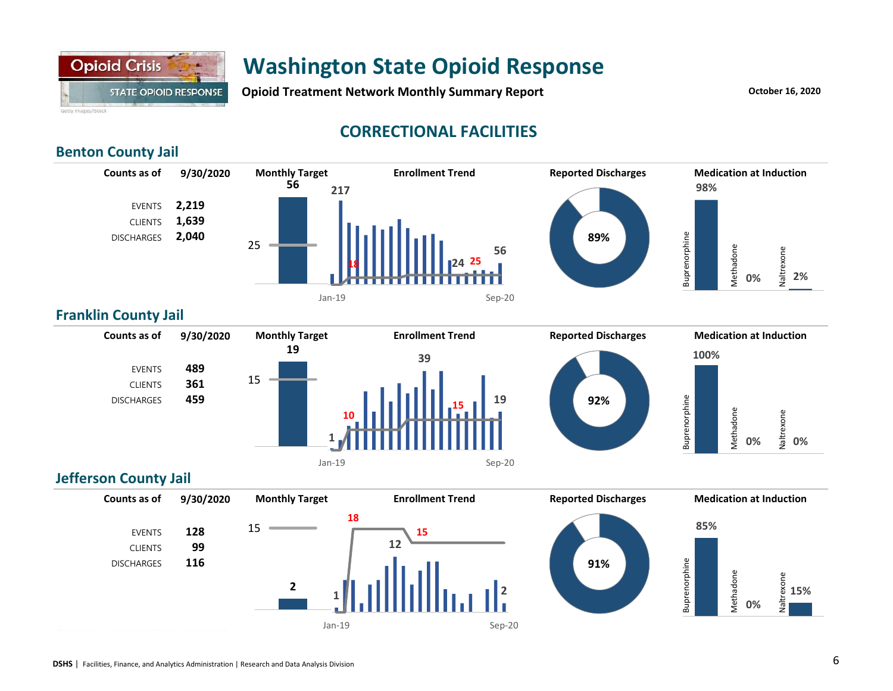# Washington State Opioid Response

**Opioid Treatment Network Monthly Summary Report**

**October 16, 2020**

## CORRECTIONAL FACILITIES

### Benton County Jail

| Counts as of | 9/30/2020 |
|---|---|
| EVENTS | 2,219 |
| CLIENTS | 1,639 |
| DISCHARGES | 2,040 |

**Monthly Target**: 56 (target 25)

**Enrollment Trend** (Jan-19 to Sep-20): 217, 18, 24, 25, 56

**Reported Discharges**: 89%

**Medication at Induction**

| Buprenorphine | Methadone | Naltrexone |
|---|---|---|
| 98% | 0% | 2% |

### Franklin County Jail

| Counts as of | 9/30/2020 |
|---|---|
| EVENTS | 489 |
| CLIENTS | 361 |
| DISCHARGES | 459 |

**Monthly Target**: 19 (target 15)

**Enrollment Trend** (Jan-19 to Sep-20): 1, 10, 39, 15, 19

**Reported Discharges**: 92%

**Medication at Induction**

| Buprenorphine | Methadone | Naltrexone |
|---|---|---|
| 100% | 0% | 0% |

### Jefferson County Jail

| Counts as of | 9/30/2020 |
|---|---|
| EVENTS | 128 |
| CLIENTS | 99 |
| DISCHARGES | 116 |

**Monthly Target**: 2 (target 15)

**Enrollment Trend** (Jan-19 to Sep-20): 1, 18, 12, 15, 2

**Reported Discharges**: 91%

**Medication at Induction**

| Buprenorphine | Methadone | Naltrexone |
|---|---|---|
| 85% | 0% | 15% |

**DSHS** | Facilities, Finance, and Analytics Administration | Research and Data Analysis Division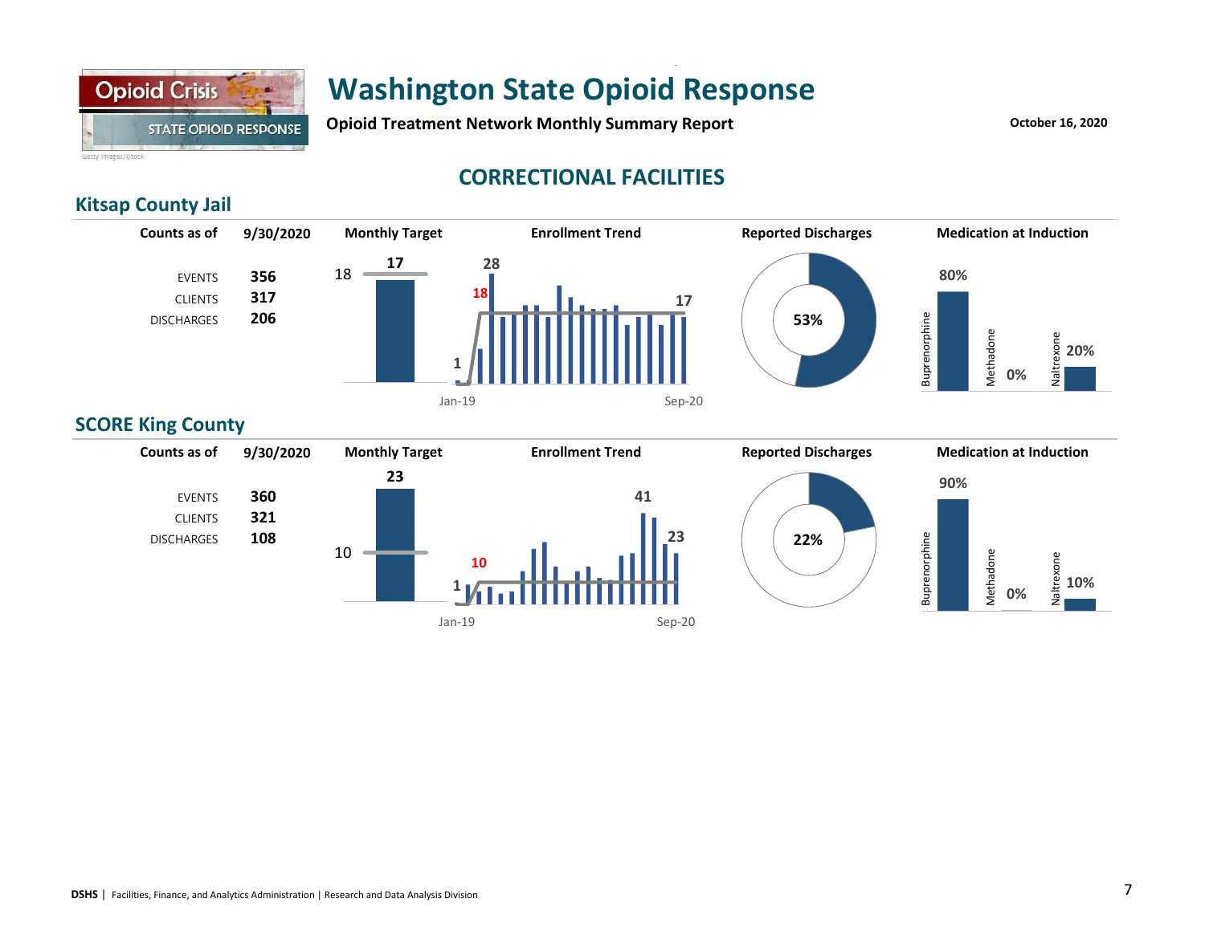# Washington State Opioid Response

**Opioid Treatment Network Monthly Summary Report**

**October 16, 2020**

## CORRECTIONAL FACILITIES

### Kitsap County Jail

| Counts as of | 9/30/2020 |
|---|---|
| EVENTS | 356 |
| CLIENTS | 317 |
| DISCHARGES | 206 |

**Monthly Target**

18 | 17

**Enrollment Trend**

1 | 18 | 28 | 17

Jan-19 | Sep-20

**Reported Discharges**

53%

**Medication at Induction**

| Buprenorphine | Methadone | Naltrexone |
|---|---|---|
| 80% | 0% | 20% |

### SCORE King County

| Counts as of | 9/30/2020 |
|---|---|
| EVENTS | 360 |
| CLIENTS | 321 |
| DISCHARGES | 108 |

**Monthly Target**

10 | 23

**Enrollment Trend**

1 | 10 | 41 | 23

Jan-19 | Sep-20

**Reported Discharges**

22%

**Medication at Induction**

| Buprenorphine | Methadone | Naltrexone |
|---|---|---|
| 90% | 0% | 10% |

**DSHS** | Facilities, Finance, and Analytics Administration | Research and Data Analysis Division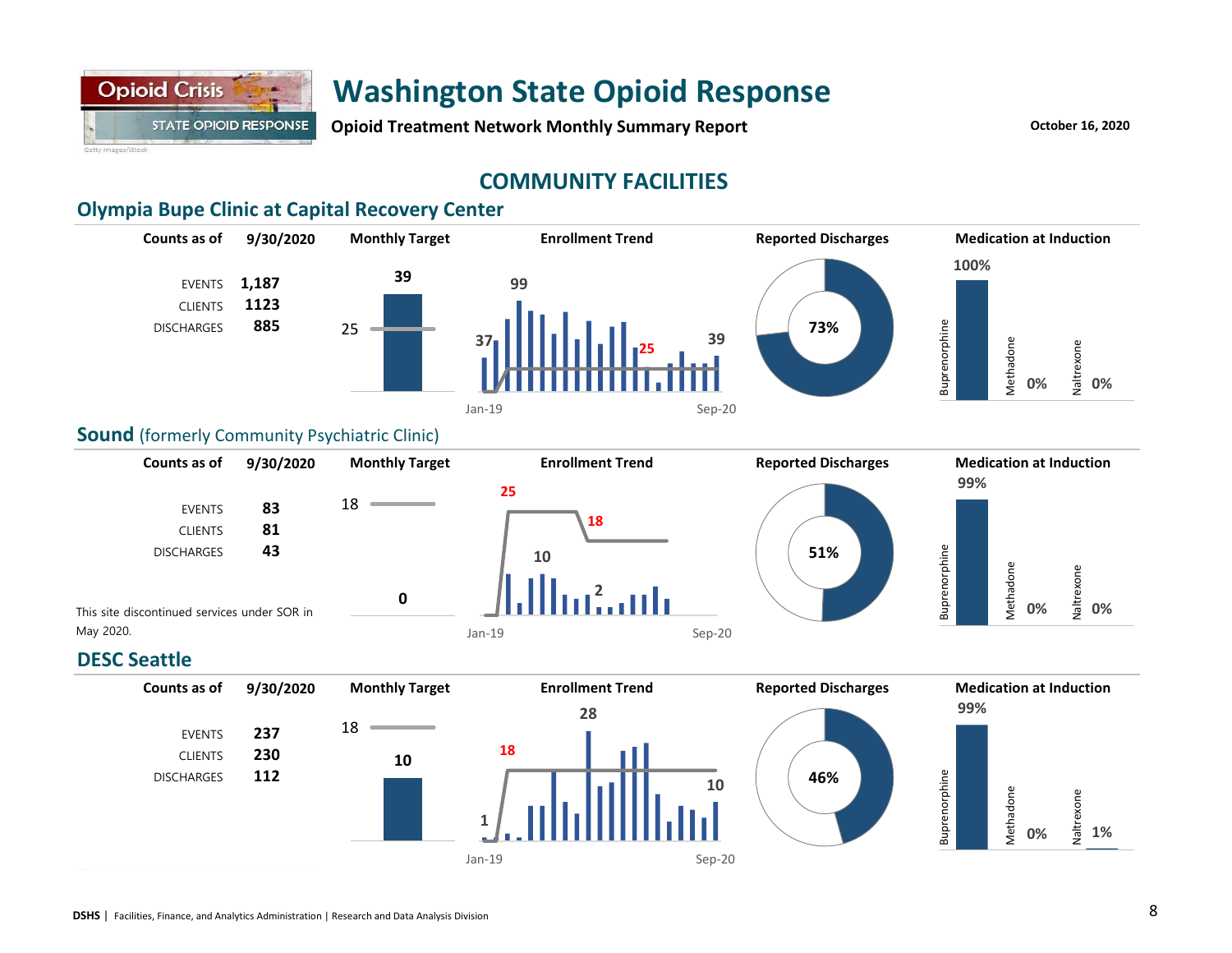# Washington State Opioid Response

**Opioid Treatment Network Monthly Summary Report**

October 16, 2020

## COMMUNITY FACILITIES

### Olympia Bupe Clinic at Capital Recovery Center

| Counts as of | 9/30/2020 |
|---|---|
| EVENTS | 1,187 |
| CLIENTS | 1123 |
| DISCHARGES | 885 |

**Monthly Target:** 25 (target line); 39

**Enrollment Trend:** 37, 99, 25, 39 (Jan-19 to Sep-20)

**Reported Discharges:** 73%

**Medication at Induction:** Buprenorphine 100%; Methadone 0%; Naltrexone 0%

### Sound (formerly Community Psychiatric Clinic)

| Counts as of | 9/30/2020 |
|---|---|
| EVENTS | 83 |
| CLIENTS | 81 |
| DISCHARGES | 43 |

This site discontinued services under SOR in May 2020.

**Monthly Target:** 18 (target line); 0

**Enrollment Trend:** 25, 18, 10, 2 (Jan-19 to Sep-20)

**Reported Discharges:** 51%

**Medication at Induction:** Buprenorphine 99%; Methadone 0%; Naltrexone 0%

### DESC Seattle

| Counts as of | 9/30/2020 |
|---|---|
| EVENTS | 237 |
| CLIENTS | 230 |
| DISCHARGES | 112 |

**Monthly Target:** 18 (target line); 10

**Enrollment Trend:** 18, 1, 28, 10 (Jan-19 to Sep-20)

**Reported Discharges:** 46%

**Medication at Induction:** Buprenorphine 99%; Methadone 0%; Naltrexone 1%

DSHS | Facilities, Finance, and Analytics Administration | Research and Data Analysis Division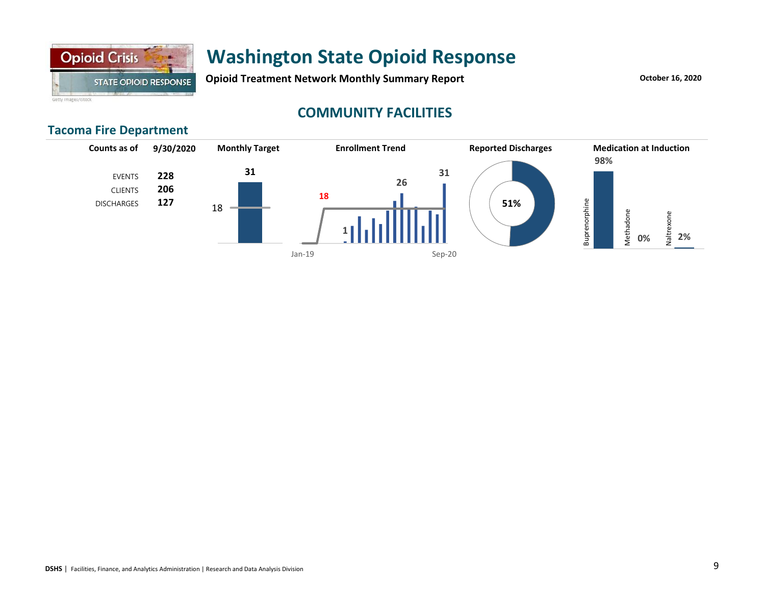# Washington State Opioid Response

**Opioid Treatment Network Monthly Summary Report**

**October 16, 2020**

## COMMUNITY FACILITIES

### Tacoma Fire Department

| Counts as of | 9/30/2020 |
|---|---|
| EVENTS | **228** |
| CLIENTS | **206** |
| DISCHARGES | **127** |

**Monthly Target**

31

18

**Enrollment Trend**

18

1

26

31

Jan-19

Sep-20

**Reported Discharges**

51%

**Medication at Induction**

| Buprenorphine | Methadone | Naltrexone |
|---|---|---|
| 98% | 0% | 2% |

**DSHS** | Facilities, Finance, and Analytics Administration | Research and Data Analysis Division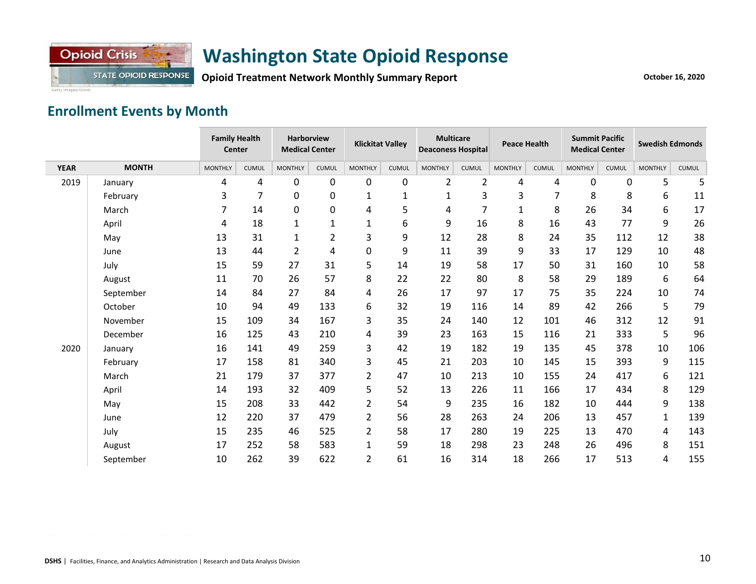# Washington State Opioid Response

**Opioid Treatment Network Monthly Summary Report**

October 16, 2020

## Enrollment Events by Month

| YEAR | MONTH | Family Health Center | | Harborview Medical Center | | Klickitat Valley | | Multicare Deaconess Hospital | | Peace Health | | Summit Pacific Medical Center | | Swedish Edmonds | |
|---|---|---|---|---|---|---|---|---|---|---|---|---|---|---|---|
| | | MONTHLY | CUMUL | MONTHLY | CUMUL | MONTHLY | CUMUL | MONTHLY | CUMUL | MONTHLY | CUMUL | MONTHLY | CUMUL | MONTHLY | CUMUL |
| 2019 | January | 4 | 4 | 0 | 0 | 0 | 0 | 2 | 2 | 4 | 4 | 0 | 0 | 5 | 5 |
| | February | 3 | 7 | 0 | 0 | 1 | 1 | 1 | 3 | 3 | 7 | 8 | 8 | 6 | 11 |
| | March | 7 | 14 | 0 | 0 | 4 | 5 | 4 | 7 | 1 | 8 | 26 | 34 | 6 | 17 |
| | April | 4 | 18 | 1 | 1 | 1 | 6 | 9 | 16 | 8 | 16 | 43 | 77 | 9 | 26 |
| | May | 13 | 31 | 1 | 2 | 3 | 9 | 12 | 28 | 8 | 24 | 35 | 112 | 12 | 38 |
| | June | 13 | 44 | 2 | 4 | 0 | 9 | 11 | 39 | 9 | 33 | 17 | 129 | 10 | 48 |
| | July | 15 | 59 | 27 | 31 | 5 | 14 | 19 | 58 | 17 | 50 | 31 | 160 | 10 | 58 |
| | August | 11 | 70 | 26 | 57 | 8 | 22 | 22 | 80 | 8 | 58 | 29 | 189 | 6 | 64 |
| | September | 14 | 84 | 27 | 84 | 4 | 26 | 17 | 97 | 17 | 75 | 35 | 224 | 10 | 74 |
| | October | 10 | 94 | 49 | 133 | 6 | 32 | 19 | 116 | 14 | 89 | 42 | 266 | 5 | 79 |
| | November | 15 | 109 | 34 | 167 | 3 | 35 | 24 | 140 | 12 | 101 | 46 | 312 | 12 | 91 |
| | December | 16 | 125 | 43 | 210 | 4 | 39 | 23 | 163 | 15 | 116 | 21 | 333 | 5 | 96 |
| 2020 | January | 16 | 141 | 49 | 259 | 3 | 42 | 19 | 182 | 19 | 135 | 45 | 378 | 10 | 106 |
| | February | 17 | 158 | 81 | 340 | 3 | 45 | 21 | 203 | 10 | 145 | 15 | 393 | 9 | 115 |
| | March | 21 | 179 | 37 | 377 | 2 | 47 | 10 | 213 | 10 | 155 | 24 | 417 | 6 | 121 |
| | April | 14 | 193 | 32 | 409 | 5 | 52 | 13 | 226 | 11 | 166 | 17 | 434 | 8 | 129 |
| | May | 15 | 208 | 33 | 442 | 2 | 54 | 9 | 235 | 16 | 182 | 10 | 444 | 9 | 138 |
| | June | 12 | 220 | 37 | 479 | 2 | 56 | 28 | 263 | 24 | 206 | 13 | 457 | 1 | 139 |
| | July | 15 | 235 | 46 | 525 | 2 | 58 | 17 | 280 | 19 | 225 | 13 | 470 | 4 | 143 |
| | August | 17 | 252 | 58 | 583 | 1 | 59 | 18 | 298 | 23 | 248 | 26 | 496 | 8 | 151 |
| | September | 10 | 262 | 39 | 622 | 2 | 61 | 16 | 314 | 18 | 266 | 17 | 513 | 4 | 155 |

**DSHS** | Facilities, Finance, and Analytics Administration | Research and Data Analysis Division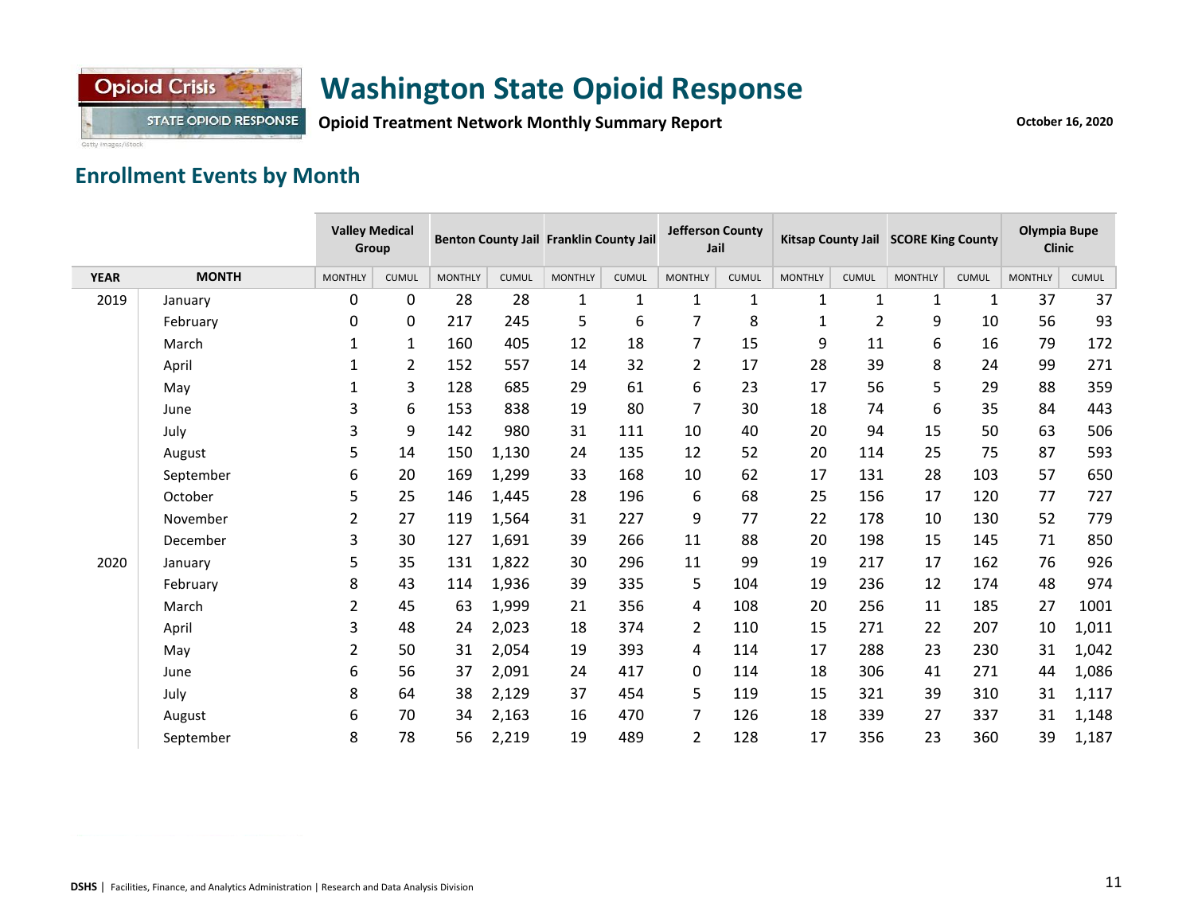# Washington State Opioid Response

**Opioid Treatment Network Monthly Summary Report**

October 16, 2020

## Enrollment Events by Month

| | | Valley Medical Group | | Benton County Jail | | Franklin County Jail | | Jefferson County Jail | | Kitsap County Jail | | SCORE King County | | Olympia Bupe Clinic | |
|---|---|---|---|---|---|---|---|---|---|---|---|---|---|---|---|
| **YEAR** | **MONTH** | MONTHLY | CUMUL | MONTHLY | CUMUL | MONTHLY | CUMUL | MONTHLY | CUMUL | MONTHLY | CUMUL | MONTHLY | CUMUL | MONTHLY | CUMUL |
| 2019 | January | 0 | 0 | 28 | 28 | 1 | 1 | 1 | 1 | 1 | 1 | 1 | 1 | 37 | 37 |
| | February | 0 | 0 | 217 | 245 | 5 | 6 | 7 | 8 | 1 | 2 | 9 | 10 | 56 | 93 |
| | March | 1 | 1 | 160 | 405 | 12 | 18 | 7 | 15 | 9 | 11 | 6 | 16 | 79 | 172 |
| | April | 1 | 2 | 152 | 557 | 14 | 32 | 2 | 17 | 28 | 39 | 8 | 24 | 99 | 271 |
| | May | 1 | 3 | 128 | 685 | 29 | 61 | 6 | 23 | 17 | 56 | 5 | 29 | 88 | 359 |
| | June | 3 | 6 | 153 | 838 | 19 | 80 | 7 | 30 | 18 | 74 | 6 | 35 | 84 | 443 |
| | July | 3 | 9 | 142 | 980 | 31 | 111 | 10 | 40 | 20 | 94 | 15 | 50 | 63 | 506 |
| | August | 5 | 14 | 150 | 1,130 | 24 | 135 | 12 | 52 | 20 | 114 | 25 | 75 | 87 | 593 |
| | September | 6 | 20 | 169 | 1,299 | 33 | 168 | 10 | 62 | 17 | 131 | 28 | 103 | 57 | 650 |
| | October | 5 | 25 | 146 | 1,445 | 28 | 196 | 6 | 68 | 25 | 156 | 17 | 120 | 77 | 727 |
| | November | 2 | 27 | 119 | 1,564 | 31 | 227 | 9 | 77 | 22 | 178 | 10 | 130 | 52 | 779 |
| | December | 3 | 30 | 127 | 1,691 | 39 | 266 | 11 | 88 | 20 | 198 | 15 | 145 | 71 | 850 |
| 2020 | January | 5 | 35 | 131 | 1,822 | 30 | 296 | 11 | 99 | 19 | 217 | 17 | 162 | 76 | 926 |
| | February | 8 | 43 | 114 | 1,936 | 39 | 335 | 5 | 104 | 19 | 236 | 12 | 174 | 48 | 974 |
| | March | 2 | 45 | 63 | 1,999 | 21 | 356 | 4 | 108 | 20 | 256 | 11 | 185 | 27 | 1001 |
| | April | 3 | 48 | 24 | 2,023 | 18 | 374 | 2 | 110 | 15 | 271 | 22 | 207 | 10 | 1,011 |
| | May | 2 | 50 | 31 | 2,054 | 19 | 393 | 4 | 114 | 17 | 288 | 23 | 230 | 31 | 1,042 |
| | June | 6 | 56 | 37 | 2,091 | 24 | 417 | 0 | 114 | 18 | 306 | 41 | 271 | 44 | 1,086 |
| | July | 8 | 64 | 38 | 2,129 | 37 | 454 | 5 | 119 | 15 | 321 | 39 | 310 | 31 | 1,117 |
| | August | 6 | 70 | 34 | 2,163 | 16 | 470 | 7 | 126 | 18 | 339 | 27 | 337 | 31 | 1,148 |
| | September | 8 | 78 | 56 | 2,219 | 19 | 489 | 2 | 128 | 17 | 356 | 23 | 360 | 39 | 1,187 |

**DSHS** | Facilities, Finance, and Analytics Administration | Research and Data Analysis Division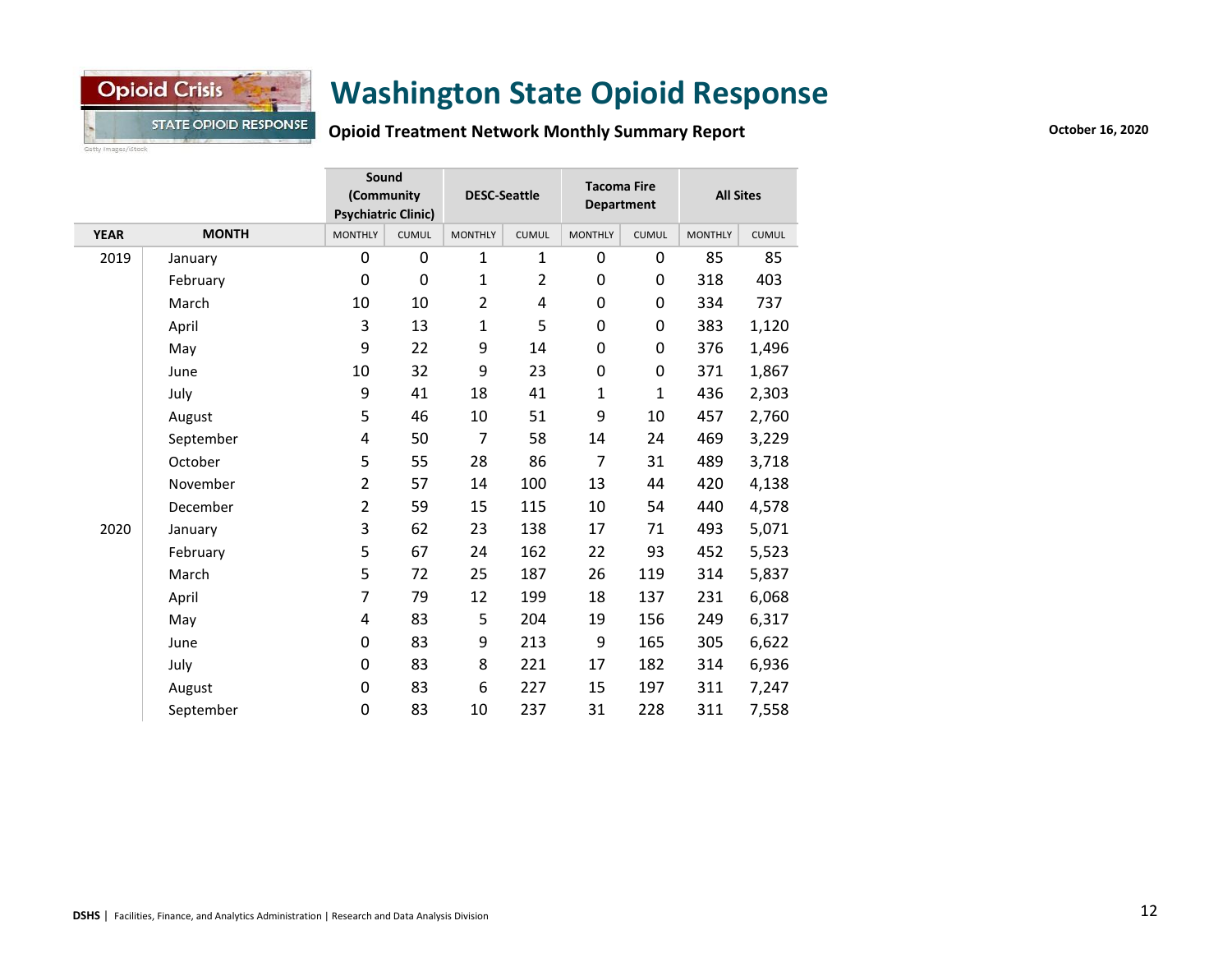# Washington State Opioid Response

## Opioid Treatment Network Monthly Summary Report

October 16, 2020

| | | Sound (Community Psychiatric Clinic) | | DESC-Seattle | | Tacoma Fire Department | | All Sites | |
|---|---|---|---|---|---|---|---|---|---|
| YEAR | MONTH | MONTHLY | CUMUL | MONTHLY | CUMUL | MONTHLY | CUMUL | MONTHLY | CUMUL |
| 2019 | January | 0 | 0 | 1 | 1 | 0 | 0 | 85 | 85 |
| | February | 0 | 0 | 1 | 2 | 0 | 0 | 318 | 403 |
| | March | 10 | 10 | 2 | 4 | 0 | 0 | 334 | 737 |
| | April | 3 | 13 | 1 | 5 | 0 | 0 | 383 | 1,120 |
| | May | 9 | 22 | 9 | 14 | 0 | 0 | 376 | 1,496 |
| | June | 10 | 32 | 9 | 23 | 0 | 0 | 371 | 1,867 |
| | July | 9 | 41 | 18 | 41 | 1 | 1 | 436 | 2,303 |
| | August | 5 | 46 | 10 | 51 | 9 | 10 | 457 | 2,760 |
| | September | 4 | 50 | 7 | 58 | 14 | 24 | 469 | 3,229 |
| | October | 5 | 55 | 28 | 86 | 7 | 31 | 489 | 3,718 |
| | November | 2 | 57 | 14 | 100 | 13 | 44 | 420 | 4,138 |
| | December | 2 | 59 | 15 | 115 | 10 | 54 | 440 | 4,578 |
| 2020 | January | 3 | 62 | 23 | 138 | 17 | 71 | 493 | 5,071 |
| | February | 5 | 67 | 24 | 162 | 22 | 93 | 452 | 5,523 |
| | March | 5 | 72 | 25 | 187 | 26 | 119 | 314 | 5,837 |
| | April | 7 | 79 | 12 | 199 | 18 | 137 | 231 | 6,068 |
| | May | 4 | 83 | 5 | 204 | 19 | 156 | 249 | 6,317 |
| | June | 0 | 83 | 9 | 213 | 9 | 165 | 305 | 6,622 |
| | July | 0 | 83 | 8 | 221 | 17 | 182 | 314 | 6,936 |
| | August | 0 | 83 | 6 | 227 | 15 | 197 | 311 | 7,247 |
| | September | 0 | 83 | 10 | 237 | 31 | 228 | 311 | 7,558 |

DSHS | Facilities, Finance, and Analytics Administration | Research and Data Analysis Division